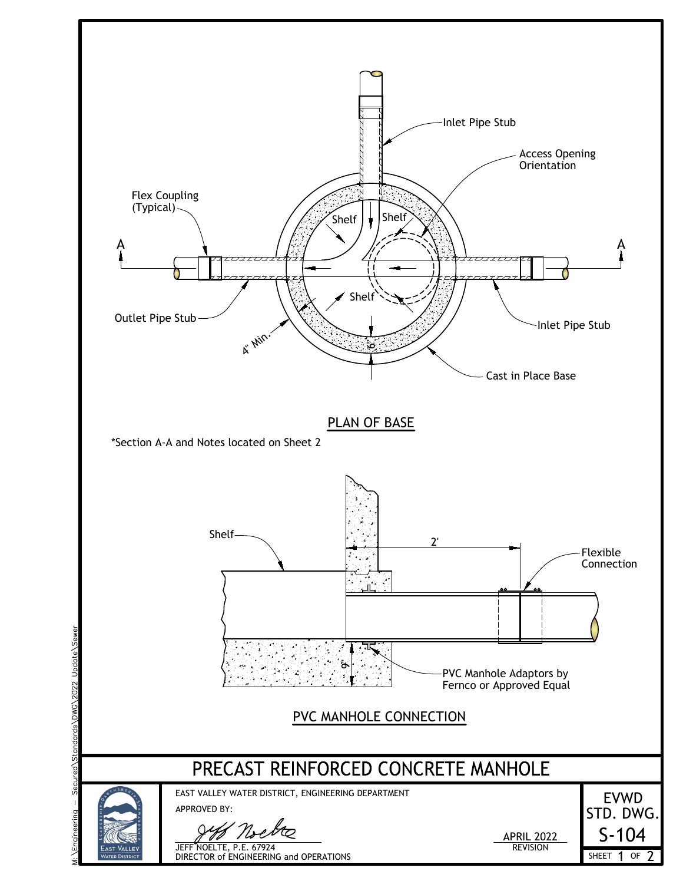Inlet Pipe Stub

Access Opening Orientation

Flex Coupling (Typical)

Shelf

Shelf

A

A

Shelf

Outlet Pipe Stub

Inlet Pipe Stub

4" Min.

6"

Cast in Place Base

## PLAN OF BASE

*Section A-A and Notes located on Sheet 2

Shelf

2'

Flexible Connection

6"

PVC Manhole Adaptors by Fernco or Approved Equal

## PVC MANHOLE CONNECTION

# PRECAST REINFORCED CONCRETE MANHOLE

EAST VALLEY WATER DISTRICT, ENGINEERING DEPARTMENT

APPROVED BY:

JEFF NOELTE, P.E. 67924
DIRECTOR of ENGINEERING and OPERATIONS

APRIL 2022
REVISION

EVWD STD. DWG.
S-104

SHEET 1 OF 2

M:\Engineering — Secured\Standards\DWG\2022 Update\Sewer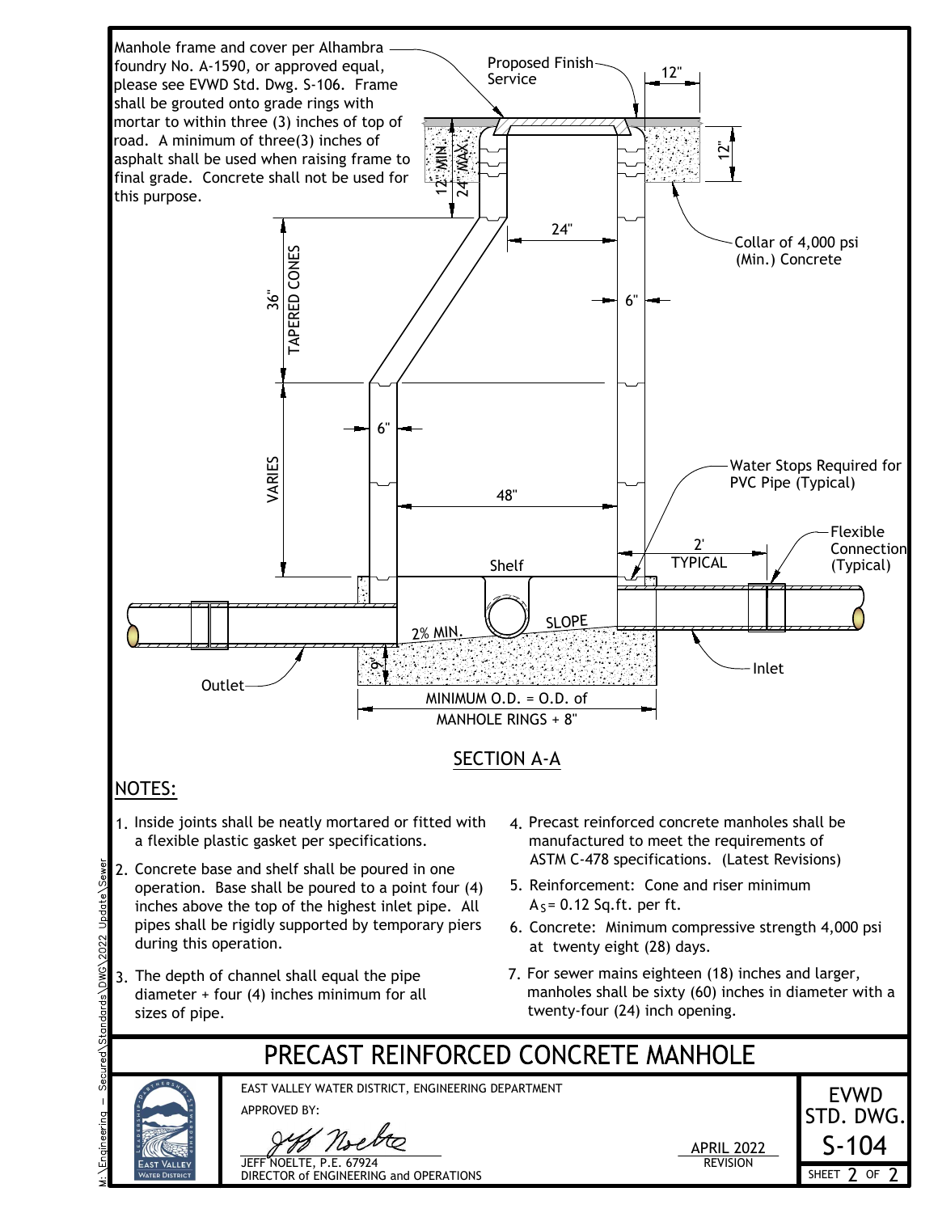Manhole frame and cover per Alhambra foundry No. A-1590, or approved equal, please see EVWD Std. Dwg. S-106. Frame shall be grouted onto grade rings with mortar to within three (3) inches of top of road. A minimum of three(3) inches of asphalt shall be used when raising frame to final grade. Concrete shall not be used for this purpose.

Proposed Finish Service

12"

12"

12" MIN

24" MAX

Collar of 4,000 psi (Min.) Concrete

24"

36" TAPERED CONES

6"

6"

VARIES

48"

Water Stops Required for PVC Pipe (Typical)

Flexible Connection (Typical)

2' TYPICAL

Shelf

2% MIN.

SLOPE

9"

Outlet

Inlet

MINIMUM O.D. = O.D. of MANHOLE RINGS + 8"

## SECTION A-A

## NOTES:

1. Inside joints shall be neatly mortared or fitted with a flexible plastic gasket per specifications.
2. Concrete base and shelf shall be poured in one operation. Base shall be poured to a point four (4) inches above the top of the highest inlet pipe. All pipes shall be rigidly supported by temporary piers during this operation.
3. The depth of channel shall equal the pipe diameter + four (4) inches minimum for all sizes of pipe.
4. Precast reinforced concrete manholes shall be manufactured to meet the requirements of ASTM C-478 specifications. (Latest Revisions)
5. Reinforcement: Cone and riser minimum $A_S$ = 0.12 Sq.ft. per ft.
6. Concrete: Minimum compressive strength 4,000 psi at twenty eight (28) days.
7. For sewer mains eighteen (18) inches and larger, manholes shall be sixty (60) inches in diameter with a twenty-four (24) inch opening.

# PRECAST REINFORCED CONCRETE MANHOLE

EAST VALLEY WATER DISTRICT, ENGINEERING DEPARTMENT

APPROVED BY:

JEFF NOELTE, P.E. 67924
DIRECTOR of ENGINEERING and OPERATIONS

APRIL 2022
REVISION

EVWD STD. DWG. S-104

SHEET 2 OF 2

M:\Engineering - Secured\Standards\DWG\2022 Update\Sewer